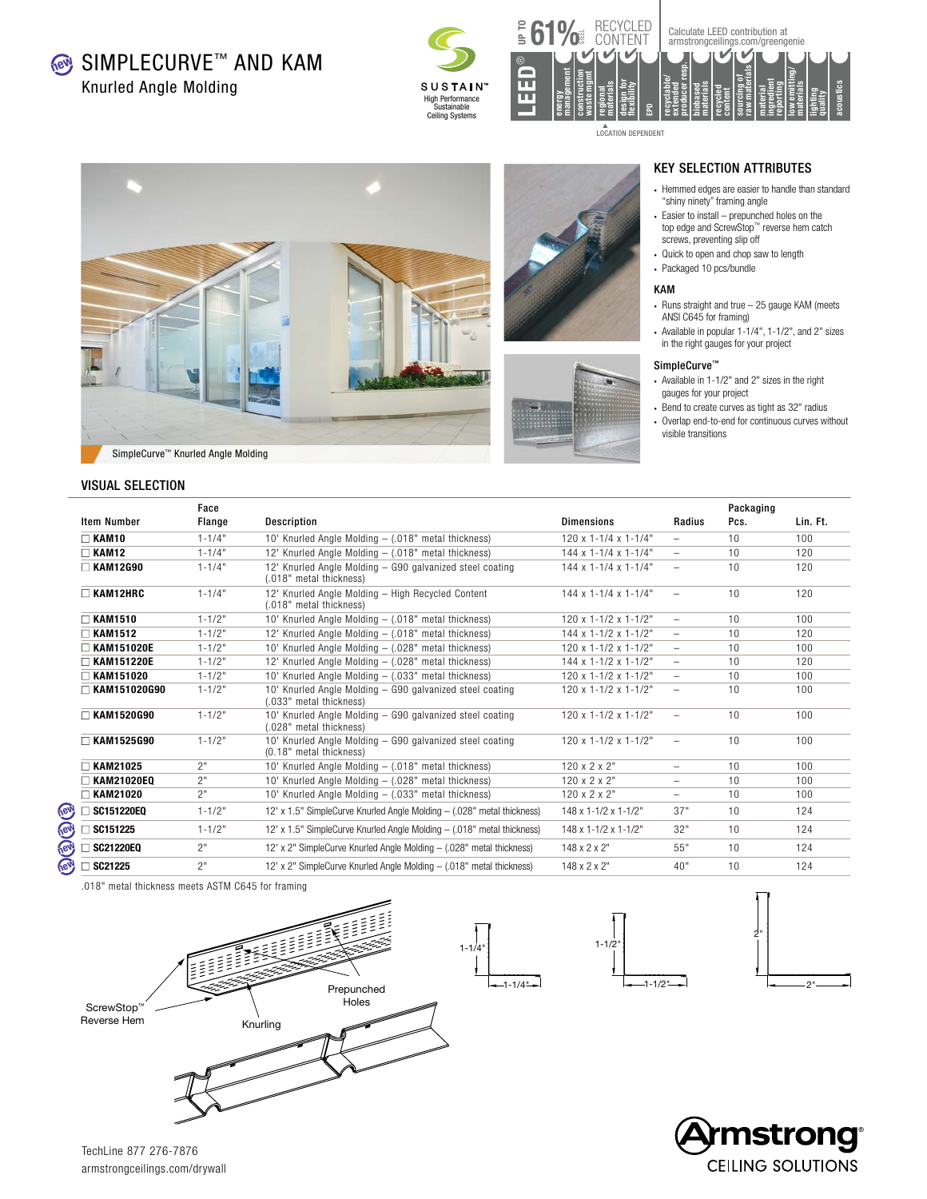# SIMPLECURVE™ AND KAM

## Knurled Angle Molding

SUSTAIN™ High Performance Sustainable Ceiling Systems

UP TO 61% STEEL RECYCLED CONTENT

Calculate LEED contribution at armstrongceilings.com/greengenie

LEED®: energy management | construction waste mgmt | regional materials | design for flexibility | EPD | recyclable/extended producer resp. | biobased materials | recycled content | sourcing of raw materials | material ingredient reporting | low emitting/materials | lighting quality | acoustics

▲ LOCATION DEPENDENT

SimpleCurve™ Knurled Angle Molding

## KEY SELECTION ATTRIBUTES

- Hemmed edges are easier to handle than standard "shiny ninety" framing angle
- Easier to install – prepunched holes on the top edge and ScrewStop™ reverse hem catch screws, preventing slip off
- Quick to open and chop saw to length
- Packaged 10 pcs/bundle

### KAM

- Runs straight and true – 25 gauge KAM (meets ANSI C645 for framing)
- Available in popular 1-1/4", 1-1/2", and 2" sizes in the right gauges for your project

### SimpleCurve™

- Available in 1-1/2" and 2" sizes in the right gauges for your project
- Bend to create curves as tight as 32" radius
- Overlap end-to-end for continuous curves without visible transitions

## VISUAL SELECTION

| Item Number | Face Flange | Description | Dimensions | Radius | Packaging Pcs. | Lin. Ft. |
|---|---|---|---|---|---|---|
| ☐ **KAM10** | 1-1/4" | 10' Knurled Angle Molding – (.018" metal thickness) | 120 x 1-1/4 x 1-1/4" | – | 10 | 100 |
| ☐ **KAM12** | 1-1/4" | 12' Knurled Angle Molding – (.018" metal thickness) | 144 x 1-1/4 x 1-1/4" | – | 10 | 120 |
| ☐ **KAM12G90** | 1-1/4" | 12' Knurled Angle Molding – G90 galvanized steel coating (.018" metal thickness) | 144 x 1-1/4 x 1-1/4" | – | 10 | 120 |
| ☐ **KAM12HRC** | 1-1/4" | 12' Knurled Angle Molding – High Recycled Content (.018" metal thickness) | 144 x 1-1/4 x 1-1/4" | – | 10 | 120 |
| ☐ **KAM1510** | 1-1/2" | 10' Knurled Angle Molding – (.018" metal thickness) | 120 x 1-1/2 x 1-1/2" | – | 10 | 100 |
| ☐ **KAM1512** | 1-1/2" | 12' Knurled Angle Molding – (.018" metal thickness) | 144 x 1-1/2 x 1-1/2" | – | 10 | 120 |
| ☐ **KAM151020E** | 1-1/2" | 10' Knurled Angle Molding – (.028" metal thickness) | 120 x 1-1/2 x 1-1/2" | – | 10 | 100 |
| ☐ **KAM151220E** | 1-1/2" | 12' Knurled Angle Molding – (.028" metal thickness) | 144 x 1-1/2 x 1-1/2" | – | 10 | 120 |
| ☐ **KAM151020** | 1-1/2" | 10' Knurled Angle Molding – (.033" metal thickness) | 120 x 1-1/2 x 1-1/2" | – | 10 | 100 |
| ☐ **KAM151020G90** | 1-1/2" | 10' Knurled Angle Molding – G90 galvanized steel coating (.033" metal thickness) | 120 x 1-1/2 x 1-1/2" | – | 10 | 100 |
| ☐ **KAM1520G90** | 1-1/2" | 10' Knurled Angle Molding – G90 galvanized steel coating (.028" metal thickness) | 120 x 1-1/2 x 1-1/2" | – | 10 | 100 |
| ☐ **KAM1525G90** | 1-1/2" | 10' Knurled Angle Molding – G90 galvanized steel coating (0.18" metal thickness) | 120 x 1-1/2 x 1-1/2" | – | 10 | 100 |
| ☐ **KAM21025** | 2" | 10' Knurled Angle Molding – (.018" metal thickness) | 120 x 2 x 2" | – | 10 | 100 |
| ☐ **KAM21020EQ** | 2" | 10' Knurled Angle Molding – (.028" metal thickness) | 120 x 2 x 2" | – | 10 | 100 |
| ☐ **KAM21020** | 2" | 10' Knurled Angle Molding – (.033" metal thickness) | 120 x 2 x 2" | – | 10 | 100 |
| new ☐ **SC151220EQ** | 1-1/2" | 12' x 1.5" SimpleCurve Knurled Angle Molding – (.028" metal thickness) | 148 x 1-1/2 x 1-1/2" | 37" | 10 | 124 |
| new ☐ **SC151225** | 1-1/2" | 12' x 1.5" SimpleCurve Knurled Angle Molding – (.018" metal thickness) | 148 x 1-1/2 x 1-1/2" | 32" | 10 | 124 |
| new ☐ **SC21220EQ** | 2" | 12' x 2" SimpleCurve Knurled Angle Molding – (.028" metal thickness) | 148 x 2 x 2" | 55" | 10 | 124 |
| new ☐ **SC21225** | 2" | 12' x 2" SimpleCurve Knurled Angle Molding – (.018" metal thickness) | 148 x 2 x 2" | 40" | 10 | 124 |

.018" metal thickness meets ASTM C645 for framing

ScrewStop™ Reverse Hem | Prepunched Holes | Knurling

1-1/4" x 1-1/4" | 1-1/2" x 1-1/2" | 2" x 2"

TechLine 877 276-7876
armstrongceilings.com/drywall

Armstrong® CEILING SOLUTIONS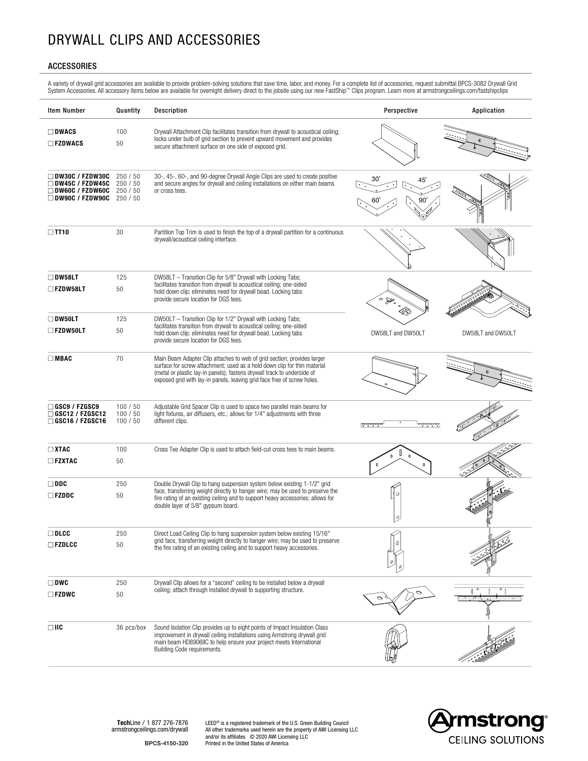# DRYWALL CLIPS AND ACCESSORIES

## ACCESSORIES

A variety of drywall grid accessories are available to provide problem-solving solutions that save time, labor, and money. For a complete list of accessories, request submittal BPCS-3082 Drywall Grid System Accessories. All accessory items below are available for overnight delivery direct to the jobsite using our new FastShip™ Clips program. Learn more at armstrongceilings.com/fastshipclips

| Item Number | Quantity | Description | Perspective | Application |
|---|---|---|---|---|
| ☐ **DWACS**<br>☐ **FZDWACS** | 100<br>50 | Drywall Attachment Clip facilitates transition from drywall to acoustical ceiling; locks under bulb of grid section to prevent upward movement and provides secure attachment surface on one side of exposed grid. | | |
| ☐ **DW30C / FZDW30C**<br>☐ **DW45C / FZDW45C**<br>☐ **DW60C / FZDW60C**<br>☐ **DW90C / FZDW90C** | 250 / 50<br>250 / 50<br>250 / 50<br>250 / 50 | 30-, 45-, 60-, and 90-degree Drywall Angle Clips are used to create positive and secure angles for drywall and ceiling installations on either main beams or cross tees. | 30° 45° 60° 90° | |
| ☐ **TT10** | 30 | Partition Top Trim is used to finish the top of a drywall partition for a continuous drywall/acoustical ceiling interface. | | |
| ☐ **DW58LT**<br>☐ **FZDW58LT** | 125<br>50 | DW58LT – Transition Clip for 5/8" Drywall with Locking Tabs; facilitates transition from drywall to acoustical ceiling; one-sided hold down clip; eliminates need for drywall bead. Locking tabs provide secure location for DGS tees. | DW58LT and DW50LT | DW58LT and DW50LT |
| ☐ **DW50LT**<br>☐ **FZDW50LT** | 125<br>50 | DW50LT – Transition Clip for 1/2" Drywall with Locking Tabs; facilitates transition from drywall to acoustical ceiling; one-sided hold down clip; eliminates need for drywall bead. Locking tabs provide secure location for DGS tees. | | |
| ☐ **MBAC** | 70 | Main Beam Adapter Clip attaches to web of grid section; provides larger surface for screw attachment; used as a hold down clip for thin material (metal or plastic lay-in panels); fastens drywall track to underside of exposed grid with lay-in panels, leaving grid face free of screw holes. | | |
| ☐ **GSC9 / FZGSC9**<br>☐ **GSC12 / FZGSC12**<br>☐ **GSC16 / FZGSC16** | 100 / 50<br>100 / 50<br>100 / 50 | Adjustable Grid Spacer Clip is used to space two parallel main beams for light fixtures, air diffusers, etc.; allows for 1/4" adjustments with three different clips. | | |
| ☐ **XTAC**<br>☐ **FZXTAC** | 100<br>50 | Cross Tee Adapter Clip is used to attach field-cut cross tees to main beams. | | |
| ☐ **DDC**<br>☐ **FZDDC** | 250<br>50 | Double Drywall Clip to hang suspension system below existing 1-1/2" grid face, transferring weight directly to hanger wire; may be used to preserve the fire rating of an existing ceiling and to support heavy accessories; allows for double layer of 5/8" gypsum board. | | |
| ☐ **DLCC**<br>☐ **FZDLCC** | 250<br>50 | Direct Load Ceiling Clip to hang suspension system below existing 15/16" grid face, transferring weight directly to hanger wire; may be used to preserve the fire rating of an existing ceiling and to support heavy accessories. | | |
| ☐ **DWC**<br>☐ **FZDWC** | 250<br>50 | Drywall Clip allows for a "second" ceiling to be installed below a drywall ceiling; attach through installed drywall to supporting structure. | | |
| ☐ **IIC** | 36 pcs/box | Sound Isolation Clip provides up to eight points of Impact Insulation Class improvement in drywall ceiling installations using Armstrong drywall grid main beam HD8906IIC to help ensure your project meets International Building Code requirements. | | |

**Tech**Line / 1 877 276-7876
armstrongceilings.com/drywall

BPCS-4150-320

LEED® is a registered trademark of the U.S. Green Building Council
All other trademarks used herein are the property of AWI Licensing LLC and/or its affiliates © 2020 AWI Licensing LLC
Printed in the United States of America

Armstrong® CEILING SOLUTIONS